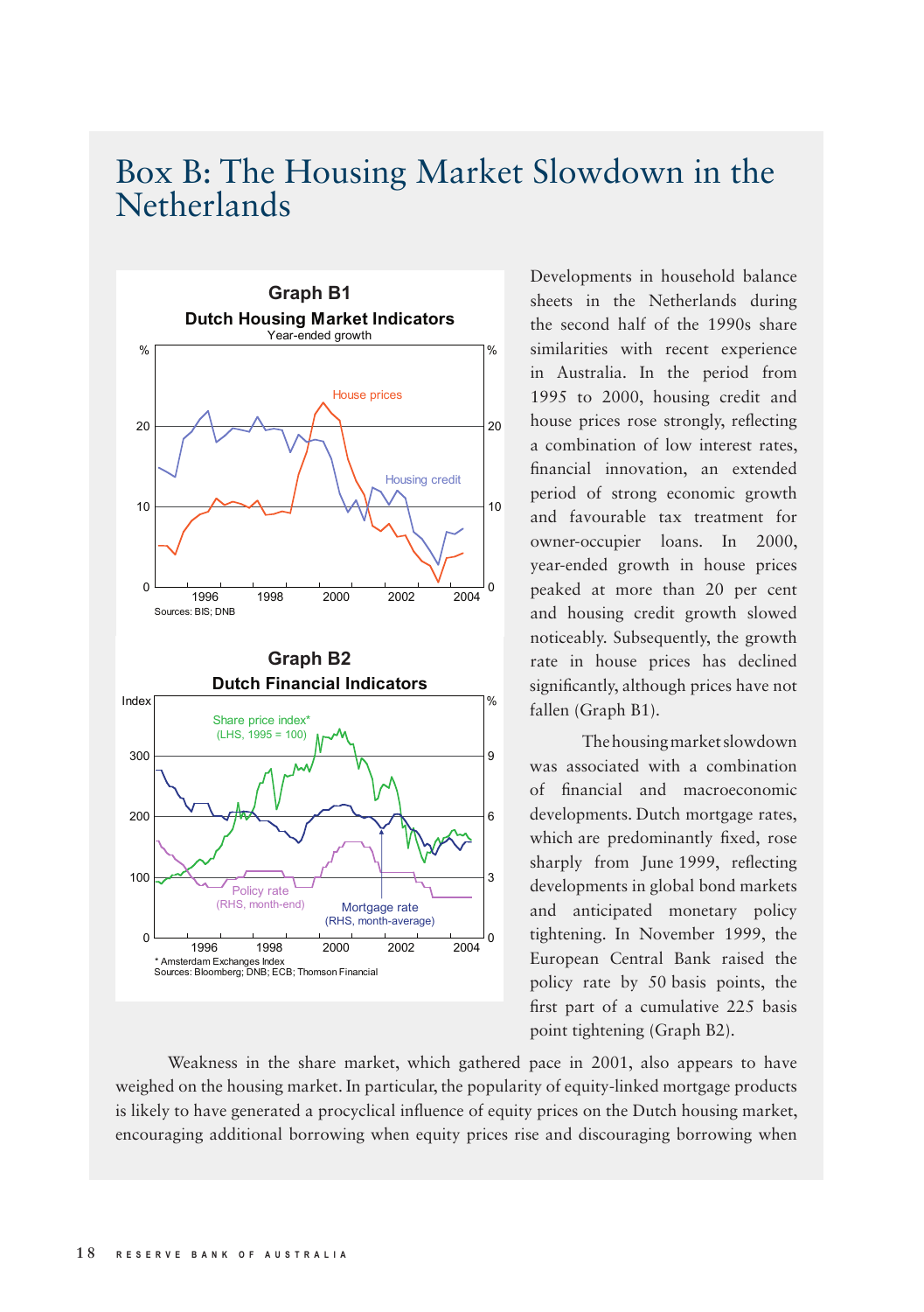# Box B: The Housing Market Slowdown in the Netherlands

Developments in household balance sheets in the Netherlands during the second half of the 1990s share similarities with recent experience in Australia. In the period from 1995 to 2000, housing credit and house prices rose strongly, reflecting a combination of low interest rates, financial innovation, an extended period of strong economic growth and favourable tax treatment for owner-occupier loans. In 2000, year-ended growth in house prices peaked at more than 20 per cent and housing credit growth slowed noticeably. Subsequently, the growth rate in house prices has declined significantly, although prices have not fallen (Graph B1).

The housing market slowdown was associated with a combination of financial and macroeconomic developments. Dutch mortgage rates, which are predominantly fixed, rose sharply from June 1999, reflecting developments in global bond markets and anticipated monetary policy tightening. In November 1999, the European Central Bank raised the policy rate by 50 basis points, the first part of a cumulative 225 basis point tightening (Graph B2).

**Graph B1**
**Dutch Housing Market Indicators**
Year-ended growth

Sources: BIS; DNB

**Graph B2**
**Dutch Financial Indicators**

\* Amsterdam Exchanges Index
Sources: Bloomberg; DNB; ECB; Thomson Financial

Weakness in the share market, which gathered pace in 2001, also appears to have weighed on the housing market. In particular, the popularity of equity-linked mortgage products is likely to have generated a procyclical influence of equity prices on the Dutch housing market, encouraging additional borrowing when equity prices rise and discouraging borrowing when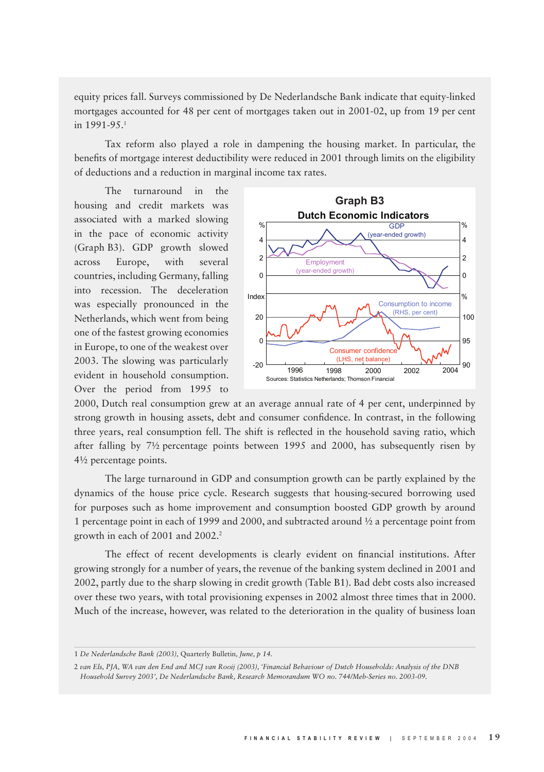equity prices fall. Surveys commissioned by De Nederlandsche Bank indicate that equity-linked mortgages accounted for 48 per cent of mortgages taken out in 2001-02, up from 19 per cent in 1991-95.[1]

Tax reform also played a role in dampening the housing market. In particular, the benefits of mortgage interest deductibility were reduced in 2001 through limits on the eligibility of deductions and a reduction in marginal income tax rates.

The turnaround in the housing and credit markets was associated with a marked slowing in the pace of economic activity (Graph B3). GDP growth slowed across Europe, with several countries, including Germany, falling into recession. The deceleration was especially pronounced in the Netherlands, which went from being one of the fastest growing economies in Europe, to one of the weakest over 2003. The slowing was particularly evident in household consumption. Over the period from 1995 to 2000, Dutch real consumption grew at an average annual rate of 4 per cent, underpinned by strong growth in housing assets, debt and consumer confidence. In contrast, in the following three years, real consumption fell. The shift is reflected in the household saving ratio, which after falling by 7½ percentage points between 1995 and 2000, has subsequently risen by 4½ percentage points.

**Graph B3**
**Dutch Economic Indicators**

Sources: Statistics Netherlands; Thomson Financial

The large turnaround in GDP and consumption growth can be partly explained by the dynamics of the house price cycle. Research suggests that housing-secured borrowing used for purposes such as home improvement and consumption boosted GDP growth by around 1 percentage point in each of 1999 and 2000, and subtracted around ½ a percentage point from growth in each of 2001 and 2002.[2]

The effect of recent developments is clearly evident on financial institutions. After growing strongly for a number of years, the revenue of the banking system declined in 2001 and 2002, partly due to the sharp slowing in credit growth (Table B1). Bad debt costs also increased over these two years, with total provisioning expenses in 2002 almost three times that in 2000. Much of the increase, however, was related to the deterioration in the quality of business loan

---

1 *De Nederlandsche Bank (2003),* Quarterly Bulletin, *June, p 14.*

2 *van Els, PJA, WA van den End and MCJ van Rooij (2003), 'Financial Behaviour of Dutch Households: Analysis of the DNB Household Survey 2003', De Nederlandsche Bank, Research Memorandum WO no. 744/Meb-Series no. 2003-09.*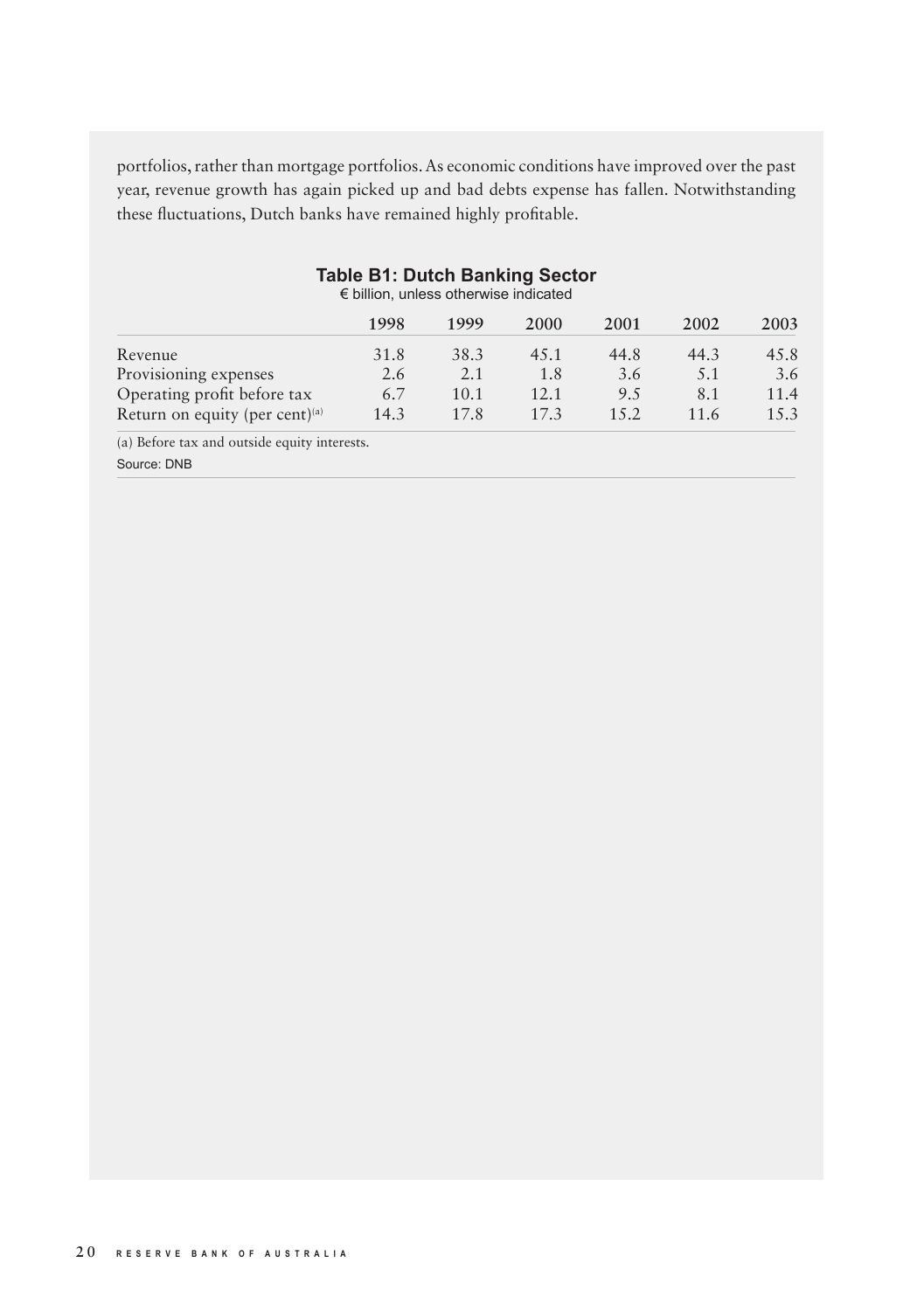portfolios, rather than mortgage portfolios. As economic conditions have improved over the past year, revenue growth has again picked up and bad debts expense has fallen. Notwithstanding these fluctuations, Dutch banks have remained highly profitable.

**Table B1: Dutch Banking Sector**
€ billion, unless otherwise indicated

| | 1998 | 1999 | 2000 | 2001 | 2002 | 2003 |
|---|---|---|---|---|---|---|
| Revenue | 31.8 | 38.3 | 45.1 | 44.8 | 44.3 | 45.8 |
| Provisioning expenses | 2.6 | 2.1 | 1.8 | 3.6 | 5.1 | 3.6 |
| Operating profit before tax | 6.7 | 10.1 | 12.1 | 9.5 | 8.1 | 11.4 |
| Return on equity (per cent)[(a)] | 14.3 | 17.8 | 17.3 | 15.2 | 11.6 | 15.3 |

(a) Before tax and outside equity interests.

Source: DNB